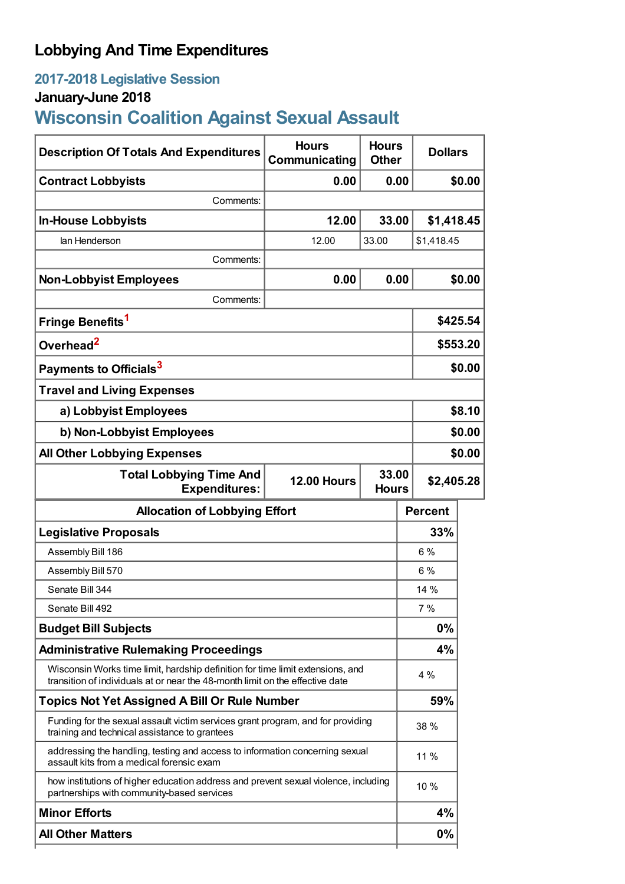# Lobbying And Time Expenditures

## 2017-2018 Legislative Session

### January-June 2018

## Wisconsin Coalition Against Sexual Assault

| Description Of Totals And Expenditures | Hours Communicating | Hours Other | Dollars |
|---|---|---|---|
| **Contract Lobbyists** | **0.00** | **0.00** | **$0.00** |
| Comments: | | | |
| **In-House Lobbyists** | **12.00** | **33.00** | **$1,418.45** |
| Ian Henderson | 12.00 | 33.00 | $1,418.45 |
| Comments: | | | |
| **Non-Lobbyist Employees** | **0.00** | **0.00** | **$0.00** |
| Comments: | | | |
| **Fringe Benefits**[1] | | | **$425.54** |
| **Overhead**[2] | | | **$553.20** |
| **Payments to Officials**[3] | | | **$0.00** |
| **Travel and Living Expenses** | | | |
| **a) Lobbyist Employees** | | | **$8.10** |
| **b) Non-Lobbyist Employees** | | | **$0.00** |
| **All Other Lobbying Expenses** | | | **$0.00** |
| **Total Lobbying Time And Expenditures:** | **12.00 Hours** | **33.00 Hours** | **$2,405.28** |

| Allocation of Lobbying Effort | Percent |
|---|---|
| **Legislative Proposals** | **33%** |
| Assembly Bill 186 | 6 % |
| Assembly Bill 570 | 6 % |
| Senate Bill 344 | 14 % |
| Senate Bill 492 | 7 % |
| **Budget Bill Subjects** | **0%** |
| **Administrative Rulemaking Proceedings** | **4%** |
| Wisconsin Works time limit, hardship definition for time limit extensions, and transition of individuals at or near the 48-month limit on the effective date | 4 % |
| **Topics Not Yet Assigned A Bill Or Rule Number** | **59%** |
| Funding for the sexual assault victim services grant program, and for providing training and technical assistance to grantees | 38 % |
| addressing the handling, testing and access to information concerning sexual assault kits from a medical forensic exam | 11 % |
| how institutions of higher education address and prevent sexual violence, including partnerships with community-based services | 10 % |
| **Minor Efforts** | **4%** |
| **All Other Matters** | **0%** |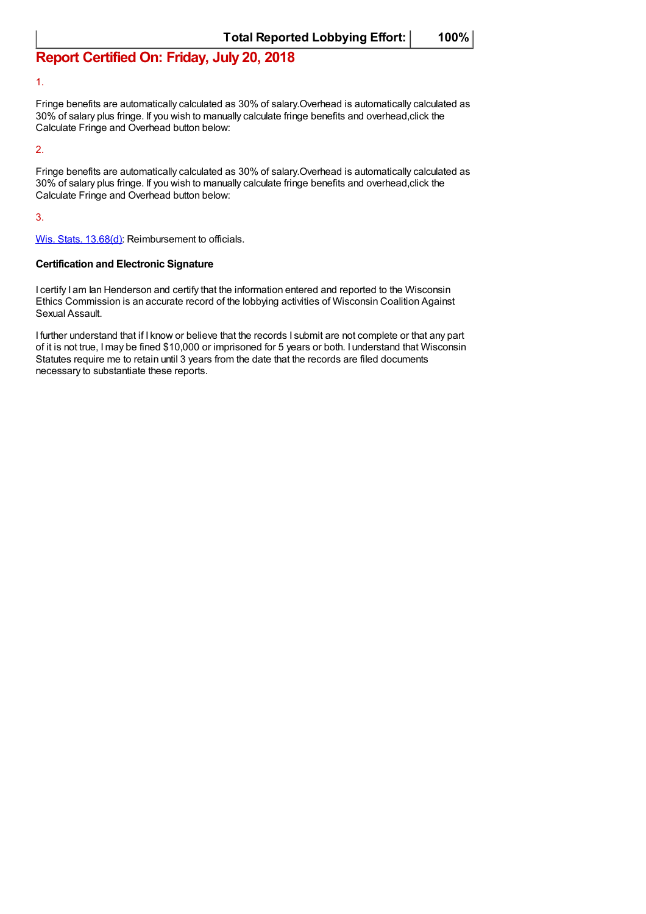| Total Reported Lobbying Effort: | 100% |
| --- | --- |

## Report Certified On: Friday, July 20, 2018

1.

Fringe benefits are automatically calculated as 30% of salary.Overhead is automatically calculated as 30% of salary plus fringe. If you wish to manually calculate fringe benefits and overhead,click the Calculate Fringe and Overhead button below:

2.

Fringe benefits are automatically calculated as 30% of salary.Overhead is automatically calculated as 30% of salary plus fringe. If you wish to manually calculate fringe benefits and overhead,click the Calculate Fringe and Overhead button below:

3.

Wis. Stats. 13.68(d): Reimbursement to officials.

**Certification and Electronic Signature**

I certify I am Ian Henderson and certify that the information entered and reported to the Wisconsin Ethics Commission is an accurate record of the lobbying activities of Wisconsin Coalition Against Sexual Assault.

I further understand that if I know or believe that the records I submit are not complete or that any part of it is not true, I may be fined $10,000 or imprisoned for 5 years or both. I understand that Wisconsin Statutes require me to retain until 3 years from the date that the records are filed documents necessary to substantiate these reports.